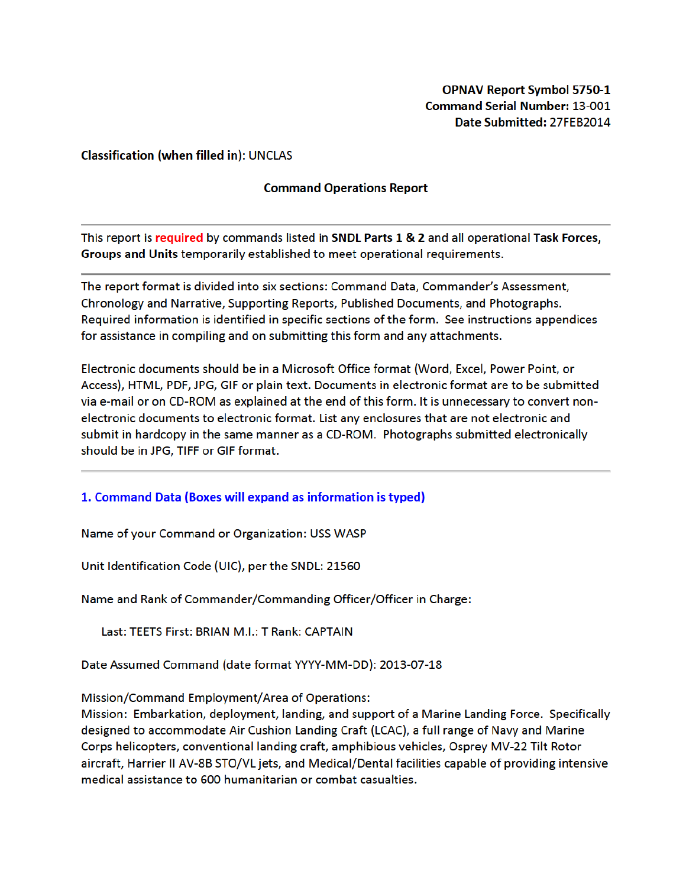**OPNAV Report Symbol 5750-1**
**Command Serial Number:** 13-001
**Date Submitted:** 27FEB2014

**Classification (when filled in):** UNCLAS

## Command Operations Report

---

This report is **required** by commands listed in **SNDL Parts 1 & 2** and all operational **Task Forces, Groups and Units** temporarily established to meet operational requirements.

---

The report format is divided into six sections: Command Data, Commander's Assessment, Chronology and Narrative, Supporting Reports, Published Documents, and Photographs. Required information is identified in specific sections of the form. See instructions appendices for assistance in compiling and on submitting this form and any attachments.

Electronic documents should be in a Microsoft Office format (Word, Excel, Power Point, or Access), HTML, PDF, JPG, GIF or plain text. Documents in electronic format are to be submitted via e-mail or on CD-ROM as explained at the end of this form. It is unnecessary to convert non-electronic documents to electronic format. List any enclosures that are not electronic and submit in hardcopy in the same manner as a CD-ROM. Photographs submitted electronically should be in JPG, TIFF or GIF format.

---

### 1. Command Data (Boxes will expand as information is typed)

Name of your Command or Organization: USS WASP

Unit Identification Code (UIC), per the SNDL: 21560

Name and Rank of Commander/Commanding Officer/Officer in Charge:

Last: TEETS First: BRIAN M.I.: T Rank: CAPTAIN

Date Assumed Command (date format YYYY-MM-DD): 2013-07-18

Mission/Command Employment/Area of Operations:
Mission: Embarkation, deployment, landing, and support of a Marine Landing Force. Specifically designed to accommodate Air Cushion Landing Craft (LCAC), a full range of Navy and Marine Corps helicopters, conventional landing craft, amphibious vehicles, Osprey MV-22 Tilt Rotor aircraft, Harrier II AV-8B STO/VL jets, and Medical/Dental facilities capable of providing intensive medical assistance to 600 humanitarian or combat casualties.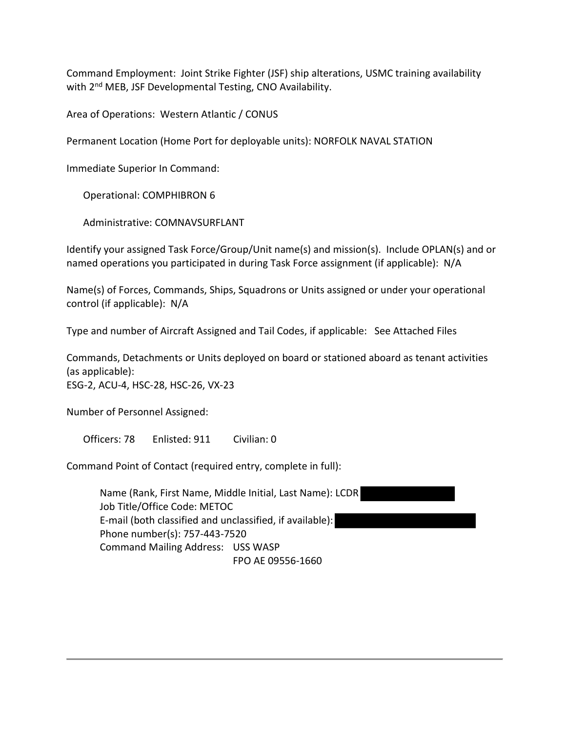Command Employment: Joint Strike Fighter (JSF) ship alterations, USMC training availability with 2nd MEB, JSF Developmental Testing, CNO Availability.

Area of Operations: Western Atlantic / CONUS

Permanent Location (Home Port for deployable units): NORFOLK NAVAL STATION

Immediate Superior In Command:

Operational: COMPHIBRON 6

Administrative: COMNAVSURFLANT

Identify your assigned Task Force/Group/Unit name(s) and mission(s). Include OPLAN(s) and or named operations you participated in during Task Force assignment (if applicable): N/A

Name(s) of Forces, Commands, Ships, Squadrons or Units assigned or under your operational control (if applicable): N/A

Type and number of Aircraft Assigned and Tail Codes, if applicable: See Attached Files

Commands, Detachments or Units deployed on board or stationed aboard as tenant activities (as applicable):
ESG-2, ACU-4, HSC-28, HSC-26, VX-23

Number of Personnel Assigned:

Officers: 78 Enlisted: 911 Civilian: 0

Command Point of Contact (required entry, complete in full):

Name (Rank, First Name, Middle Initial, Last Name): LCDR [REDACTED]
Job Title/Office Code: METOC
E-mail (both classified and unclassified, if available): [REDACTED]
Phone number(s): 757-443-7520
Command Mailing Address: USS WASP
FPO AE 09556-1660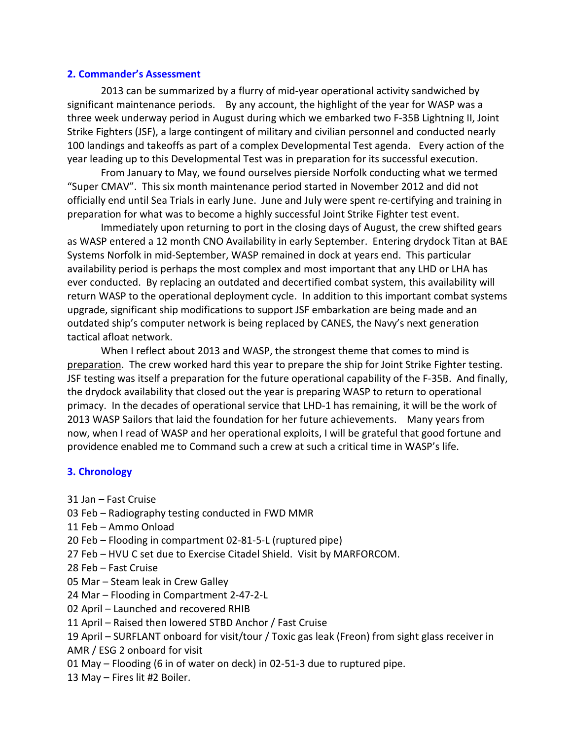## 2. Commander's Assessment

2013 can be summarized by a flurry of mid-year operational activity sandwiched by significant maintenance periods. By any account, the highlight of the year for WASP was a three week underway period in August during which we embarked two F-35B Lightning II, Joint Strike Fighters (JSF), a large contingent of military and civilian personnel and conducted nearly 100 landings and takeoffs as part of a complex Developmental Test agenda. Every action of the year leading up to this Developmental Test was in preparation for its successful execution.

From January to May, we found ourselves pierside Norfolk conducting what we termed "Super CMAV". This six month maintenance period started in November 2012 and did not officially end until Sea Trials in early June. June and July were spent re-certifying and training in preparation for what was to become a highly successful Joint Strike Fighter test event.

Immediately upon returning to port in the closing days of August, the crew shifted gears as WASP entered a 12 month CNO Availability in early September. Entering drydock Titan at BAE Systems Norfolk in mid-September, WASP remained in dock at years end. This particular availability period is perhaps the most complex and most important that any LHD or LHA has ever conducted. By replacing an outdated and decertified combat system, this availability will return WASP to the operational deployment cycle. In addition to this important combat systems upgrade, significant ship modifications to support JSF embarkation are being made and an outdated ship's computer network is being replaced by CANES, the Navy's next generation tactical afloat network.

When I reflect about 2013 and WASP, the strongest theme that comes to mind is preparation. The crew worked hard this year to prepare the ship for Joint Strike Fighter testing. JSF testing was itself a preparation for the future operational capability of the F-35B. And finally, the drydock availability that closed out the year is preparing WASP to return to operational primacy. In the decades of operational service that LHD-1 has remaining, it will be the work of 2013 WASP Sailors that laid the foundation for her future achievements. Many years from now, when I read of WASP and her operational exploits, I will be grateful that good fortune and providence enabled me to Command such a crew at such a critical time in WASP's life.

## 3. Chronology

31 Jan – Fast Cruise
03 Feb – Radiography testing conducted in FWD MMR
11 Feb – Ammo Onload
20 Feb – Flooding in compartment 02-81-5-L (ruptured pipe)
27 Feb – HVU C set due to Exercise Citadel Shield. Visit by MARFORCOM.
28 Feb – Fast Cruise
05 Mar – Steam leak in Crew Galley
24 Mar – Flooding in Compartment 2-47-2-L
02 April – Launched and recovered RHIB
11 April – Raised then lowered STBD Anchor / Fast Cruise
19 April – SURFLANT onboard for visit/tour / Toxic gas leak (Freon) from sight glass receiver in AMR / ESG 2 onboard for visit
01 May – Flooding (6 in of water on deck) in 02-51-3 due to ruptured pipe.
13 May – Fires lit #2 Boiler.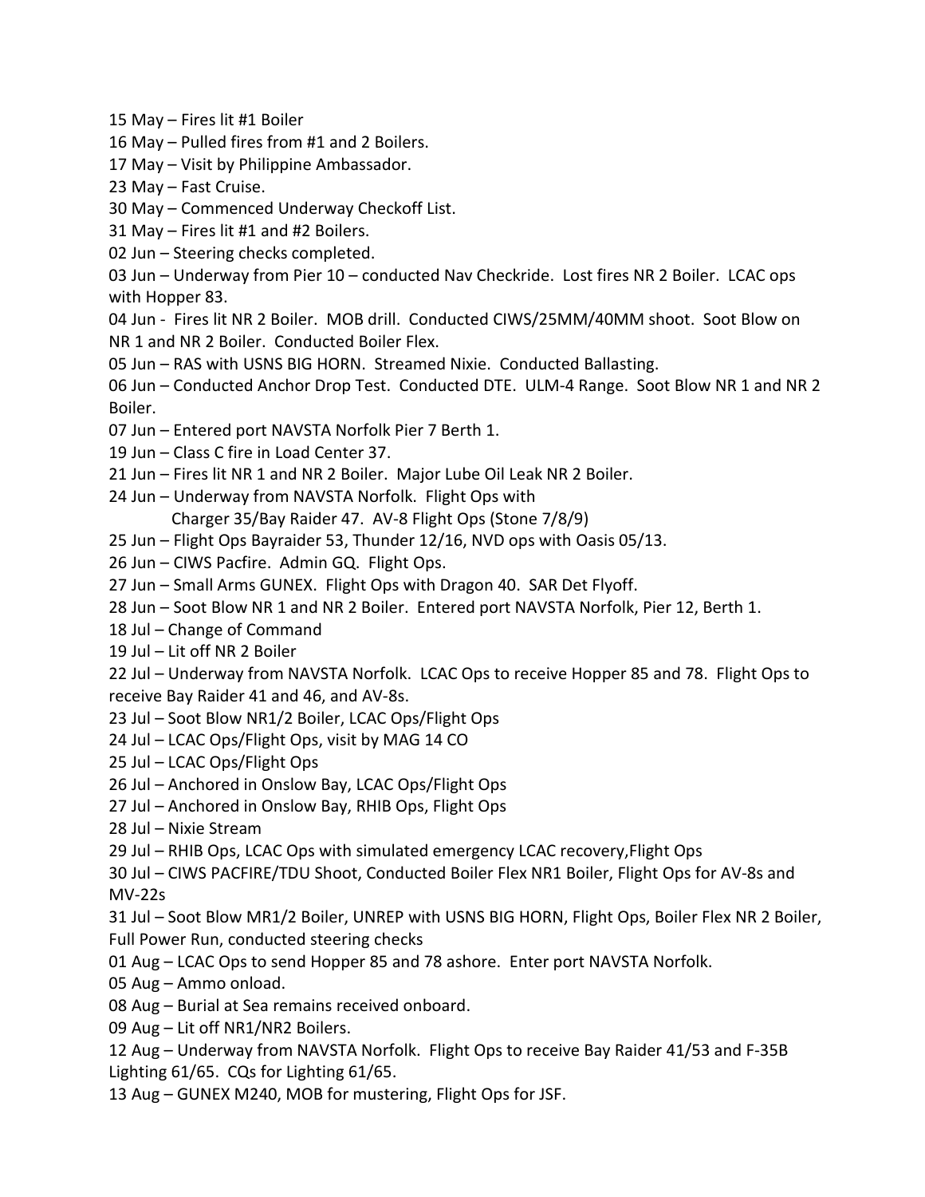15 May – Fires lit #1 Boiler

16 May – Pulled fires from #1 and 2 Boilers.

17 May – Visit by Philippine Ambassador.

23 May – Fast Cruise.

30 May – Commenced Underway Checkoff List.

31 May – Fires lit #1 and #2 Boilers.

02 Jun – Steering checks completed.

03 Jun – Underway from Pier 10 – conducted Nav Checkride. Lost fires NR 2 Boiler. LCAC ops with Hopper 83.

04 Jun - Fires lit NR 2 Boiler. MOB drill. Conducted CIWS/25MM/40MM shoot. Soot Blow on NR 1 and NR 2 Boiler. Conducted Boiler Flex.

05 Jun – RAS with USNS BIG HORN. Streamed Nixie. Conducted Ballasting.

06 Jun – Conducted Anchor Drop Test. Conducted DTE. ULM-4 Range. Soot Blow NR 1 and NR 2 Boiler.

07 Jun – Entered port NAVSTA Norfolk Pier 7 Berth 1.

19 Jun – Class C fire in Load Center 37.

21 Jun – Fires lit NR 1 and NR 2 Boiler. Major Lube Oil Leak NR 2 Boiler.

24 Jun – Underway from NAVSTA Norfolk. Flight Ops with
Charger 35/Bay Raider 47. AV-8 Flight Ops (Stone 7/8/9)

25 Jun – Flight Ops Bayraider 53, Thunder 12/16, NVD ops with Oasis 05/13.

26 Jun – CIWS Pacfire. Admin GQ. Flight Ops.

27 Jun – Small Arms GUNEX. Flight Ops with Dragon 40. SAR Det Flyoff.

28 Jun – Soot Blow NR 1 and NR 2 Boiler. Entered port NAVSTA Norfolk, Pier 12, Berth 1.

18 Jul – Change of Command

19 Jul – Lit off NR 2 Boiler

22 Jul – Underway from NAVSTA Norfolk. LCAC Ops to receive Hopper 85 and 78. Flight Ops to receive Bay Raider 41 and 46, and AV-8s.

23 Jul – Soot Blow NR1/2 Boiler, LCAC Ops/Flight Ops

24 Jul – LCAC Ops/Flight Ops, visit by MAG 14 CO

25 Jul – LCAC Ops/Flight Ops

26 Jul – Anchored in Onslow Bay, LCAC Ops/Flight Ops

27 Jul – Anchored in Onslow Bay, RHIB Ops, Flight Ops

28 Jul – Nixie Stream

29 Jul – RHIB Ops, LCAC Ops with simulated emergency LCAC recovery,Flight Ops

30 Jul – CIWS PACFIRE/TDU Shoot, Conducted Boiler Flex NR1 Boiler, Flight Ops for AV-8s and MV-22s

31 Jul – Soot Blow MR1/2 Boiler, UNREP with USNS BIG HORN, Flight Ops, Boiler Flex NR 2 Boiler, Full Power Run, conducted steering checks

01 Aug – LCAC Ops to send Hopper 85 and 78 ashore. Enter port NAVSTA Norfolk.

05 Aug – Ammo onload.

08 Aug – Burial at Sea remains received onboard.

09 Aug – Lit off NR1/NR2 Boilers.

12 Aug – Underway from NAVSTA Norfolk. Flight Ops to receive Bay Raider 41/53 and F-35B Lighting 61/65. CQs for Lighting 61/65.

13 Aug – GUNEX M240, MOB for mustering, Flight Ops for JSF.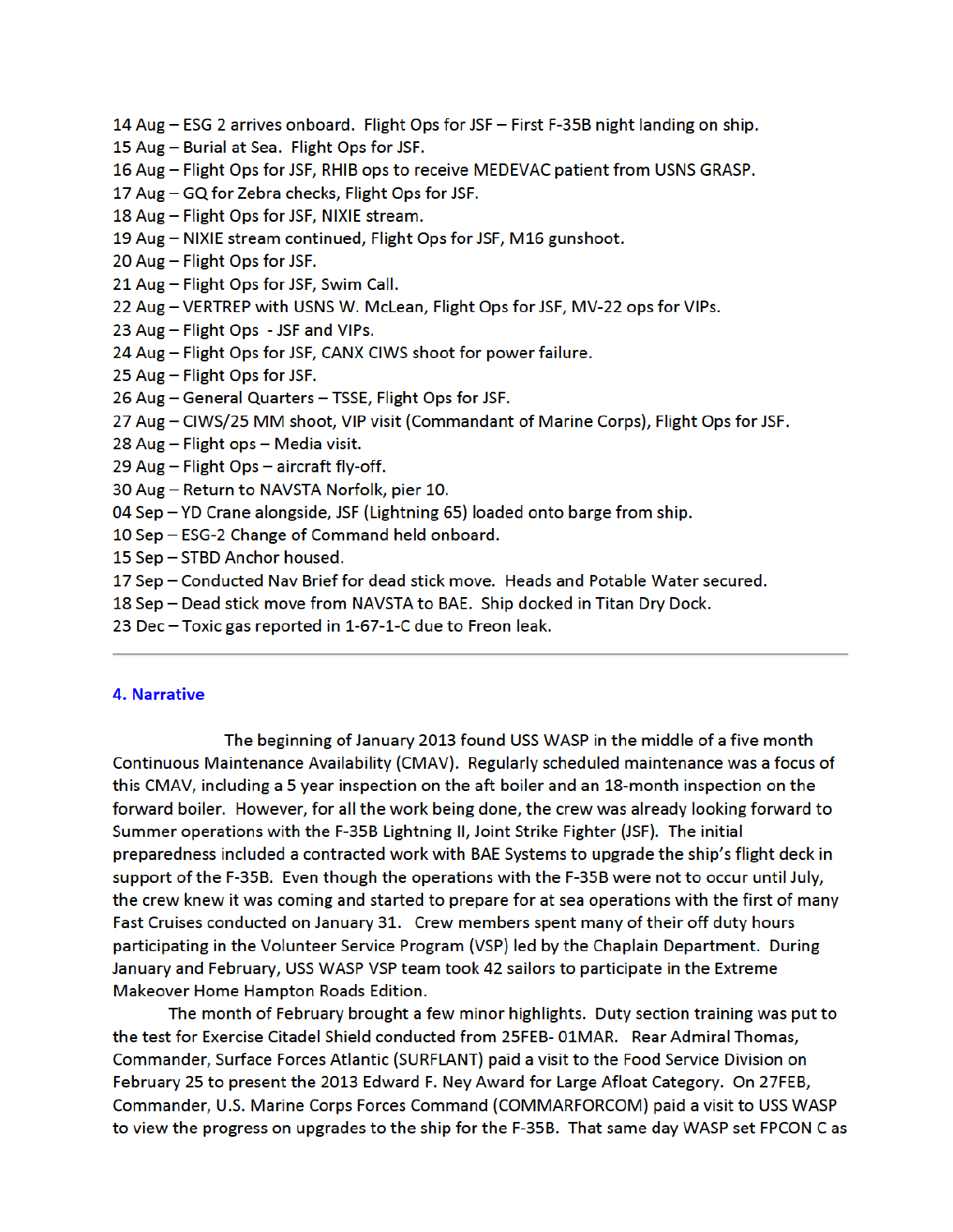14 Aug – ESG 2 arrives onboard. Flight Ops for JSF – First F-35B night landing on ship.
15 Aug – Burial at Sea. Flight Ops for JSF.
16 Aug – Flight Ops for JSF, RHIB ops to receive MEDEVAC patient from USNS GRASP.
17 Aug – GQ for Zebra checks, Flight Ops for JSF.
18 Aug – Flight Ops for JSF, NIXIE stream.
19 Aug – NIXIE stream continued, Flight Ops for JSF, M16 gunshoot.
20 Aug – Flight Ops for JSF.
21 Aug – Flight Ops for JSF, Swim Call.
22 Aug – VERTREP with USNS W. McLean, Flight Ops for JSF, MV-22 ops for VIPs.
23 Aug – Flight Ops - JSF and VIPs.
24 Aug – Flight Ops for JSF, CANX CIWS shoot for power failure.
25 Aug – Flight Ops for JSF.
26 Aug – General Quarters – TSSE, Flight Ops for JSF.
27 Aug – CIWS/25 MM shoot, VIP visit (Commandant of Marine Corps), Flight Ops for JSF.
28 Aug – Flight ops – Media visit.
29 Aug – Flight Ops – aircraft fly-off.
30 Aug – Return to NAVSTA Norfolk, pier 10.
04 Sep – YD Crane alongside, JSF (Lightning 65) loaded onto barge from ship.
10 Sep – ESG-2 Change of Command held onboard.
15 Sep – STBD Anchor housed.
17 Sep – Conducted Nav Brief for dead stick move. Heads and Potable Water secured.
18 Sep – Dead stick move from NAVSTA to BAE. Ship docked in Titan Dry Dock.
23 Dec – Toxic gas reported in 1-67-1-C due to Freon leak.

---

## 4. Narrative

The beginning of January 2013 found USS WASP in the middle of a five month Continuous Maintenance Availability (CMAV). Regularly scheduled maintenance was a focus of this CMAV, including a 5 year inspection on the aft boiler and an 18-month inspection on the forward boiler. However, for all the work being done, the crew was already looking forward to Summer operations with the F-35B Lightning II, Joint Strike Fighter (JSF). The initial preparedness included a contracted work with BAE Systems to upgrade the ship's flight deck in support of the F-35B. Even though the operations with the F-35B were not to occur until July, the crew knew it was coming and started to prepare for at sea operations with the first of many Fast Cruises conducted on January 31. Crew members spent many of their off duty hours participating in the Volunteer Service Program (VSP) led by the Chaplain Department. During January and February, USS WASP VSP team took 42 sailors to participate in the Extreme Makeover Home Hampton Roads Edition.

The month of February brought a few minor highlights. Duty section training was put to the test for Exercise Citadel Shield conducted from 25FEB- 01MAR. Rear Admiral Thomas, Commander, Surface Forces Atlantic (SURFLANT) paid a visit to the Food Service Division on February 25 to present the 2013 Edward F. Ney Award for Large Afloat Category. On 27FEB, Commander, U.S. Marine Corps Forces Command (COMMARFORCOM) paid a visit to USS WASP to view the progress on upgrades to the ship for the F-35B. That same day WASP set FPCON C as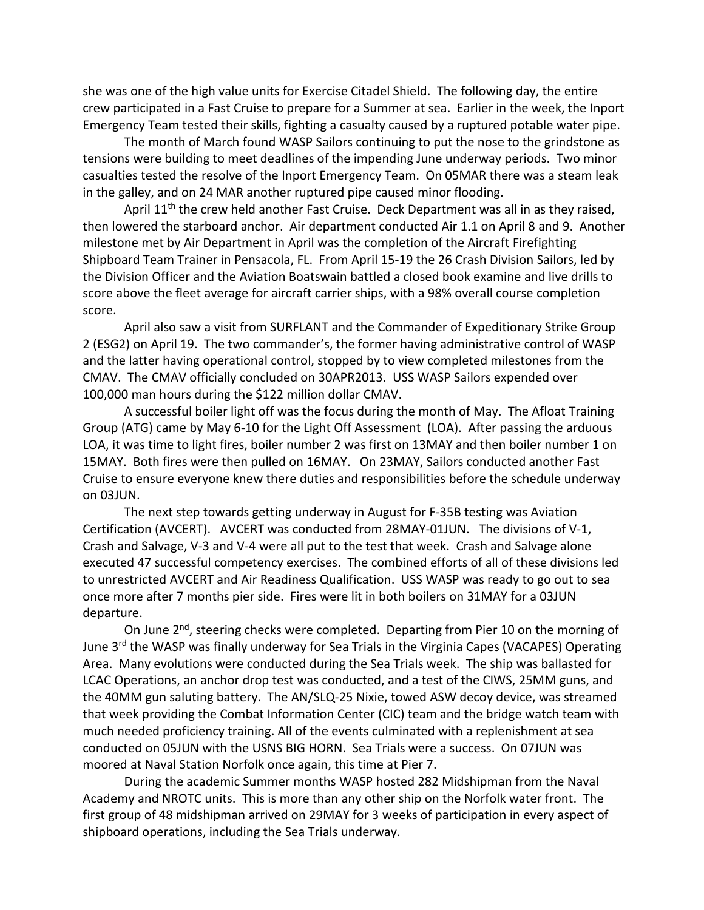she was one of the high value units for Exercise Citadel Shield. The following day, the entire crew participated in a Fast Cruise to prepare for a Summer at sea. Earlier in the week, the Inport Emergency Team tested their skills, fighting a casualty caused by a ruptured potable water pipe.

The month of March found WASP Sailors continuing to put the nose to the grindstone as tensions were building to meet deadlines of the impending June underway periods. Two minor casualties tested the resolve of the Inport Emergency Team. On 05MAR there was a steam leak in the galley, and on 24 MAR another ruptured pipe caused minor flooding.

April 11th the crew held another Fast Cruise. Deck Department was all in as they raised, then lowered the starboard anchor. Air department conducted Air 1.1 on April 8 and 9. Another milestone met by Air Department in April was the completion of the Aircraft Firefighting Shipboard Team Trainer in Pensacola, FL. From April 15-19 the 26 Crash Division Sailors, led by the Division Officer and the Aviation Boatswain battled a closed book examine and live drills to score above the fleet average for aircraft carrier ships, with a 98% overall course completion score.

April also saw a visit from SURFLANT and the Commander of Expeditionary Strike Group 2 (ESG2) on April 19. The two commander's, the former having administrative control of WASP and the latter having operational control, stopped by to view completed milestones from the CMAV. The CMAV officially concluded on 30APR2013. USS WASP Sailors expended over 100,000 man hours during the $122 million dollar CMAV.

A successful boiler light off was the focus during the month of May. The Afloat Training Group (ATG) came by May 6-10 for the Light Off Assessment (LOA). After passing the arduous LOA, it was time to light fires, boiler number 2 was first on 13MAY and then boiler number 1 on 15MAY. Both fires were then pulled on 16MAY. On 23MAY, Sailors conducted another Fast Cruise to ensure everyone knew there duties and responsibilities before the schedule underway on 03JUN.

The next step towards getting underway in August for F-35B testing was Aviation Certification (AVCERT). AVCERT was conducted from 28MAY-01JUN. The divisions of V-1, Crash and Salvage, V-3 and V-4 were all put to the test that week. Crash and Salvage alone executed 47 successful competency exercises. The combined efforts of all of these divisions led to unrestricted AVCERT and Air Readiness Qualification. USS WASP was ready to go out to sea once more after 7 months pier side. Fires were lit in both boilers on 31MAY for a 03JUN departure.

On June 2nd, steering checks were completed. Departing from Pier 10 on the morning of June 3rd the WASP was finally underway for Sea Trials in the Virginia Capes (VACAPES) Operating Area. Many evolutions were conducted during the Sea Trials week. The ship was ballasted for LCAC Operations, an anchor drop test was conducted, and a test of the CIWS, 25MM guns, and the 40MM gun saluting battery. The AN/SLQ-25 Nixie, towed ASW decoy device, was streamed that week providing the Combat Information Center (CIC) team and the bridge watch team with much needed proficiency training. All of the events culminated with a replenishment at sea conducted on 05JUN with the USNS BIG HORN. Sea Trials were a success. On 07JUN was moored at Naval Station Norfolk once again, this time at Pier 7.

During the academic Summer months WASP hosted 282 Midshipman from the Naval Academy and NROTC units. This is more than any other ship on the Norfolk water front. The first group of 48 midshipman arrived on 29MAY for 3 weeks of participation in every aspect of shipboard operations, including the Sea Trials underway.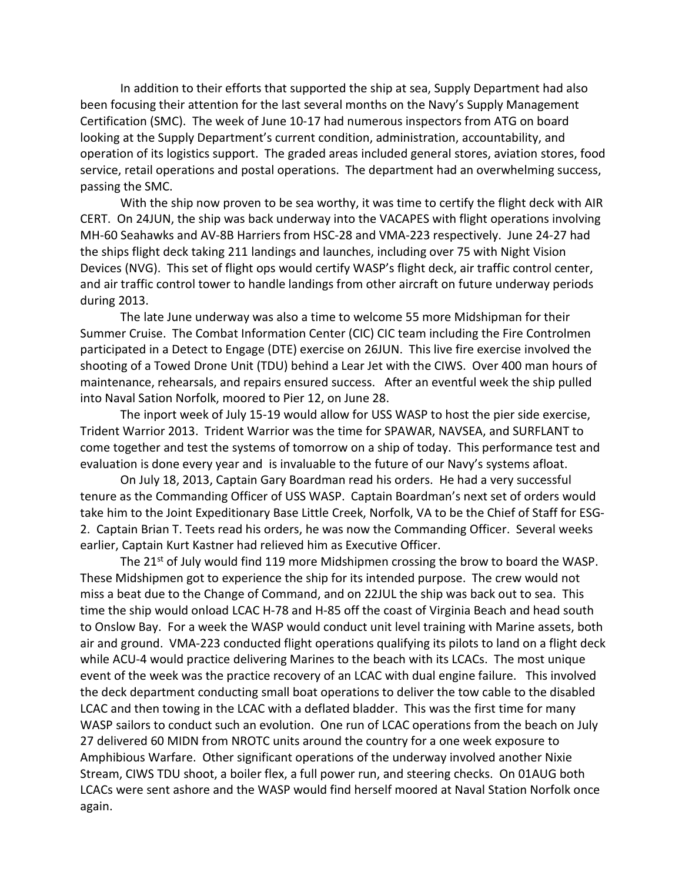In addition to their efforts that supported the ship at sea, Supply Department had also been focusing their attention for the last several months on the Navy's Supply Management Certification (SMC). The week of June 10-17 had numerous inspectors from ATG on board looking at the Supply Department's current condition, administration, accountability, and operation of its logistics support. The graded areas included general stores, aviation stores, food service, retail operations and postal operations. The department had an overwhelming success, passing the SMC.

With the ship now proven to be sea worthy, it was time to certify the flight deck with AIR CERT. On 24JUN, the ship was back underway into the VACAPES with flight operations involving MH-60 Seahawks and AV-8B Harriers from HSC-28 and VMA-223 respectively. June 24-27 had the ships flight deck taking 211 landings and launches, including over 75 with Night Vision Devices (NVG). This set of flight ops would certify WASP's flight deck, air traffic control center, and air traffic control tower to handle landings from other aircraft on future underway periods during 2013.

The late June underway was also a time to welcome 55 more Midshipman for their Summer Cruise. The Combat Information Center (CIC) CIC team including the Fire Controlmen participated in a Detect to Engage (DTE) exercise on 26JUN. This live fire exercise involved the shooting of a Towed Drone Unit (TDU) behind a Lear Jet with the CIWS. Over 400 man hours of maintenance, rehearsals, and repairs ensured success. After an eventful week the ship pulled into Naval Sation Norfolk, moored to Pier 12, on June 28.

The inport week of July 15-19 would allow for USS WASP to host the pier side exercise, Trident Warrior 2013. Trident Warrior was the time for SPAWAR, NAVSEA, and SURFLANT to come together and test the systems of tomorrow on a ship of today. This performance test and evaluation is done every year and is invaluable to the future of our Navy's systems afloat.

On July 18, 2013, Captain Gary Boardman read his orders. He had a very successful tenure as the Commanding Officer of USS WASP. Captain Boardman's next set of orders would take him to the Joint Expeditionary Base Little Creek, Norfolk, VA to be the Chief of Staff for ESG-2. Captain Brian T. Teets read his orders, he was now the Commanding Officer. Several weeks earlier, Captain Kurt Kastner had relieved him as Executive Officer.

The 21st of July would find 119 more Midshipmen crossing the brow to board the WASP. These Midshipmen got to experience the ship for its intended purpose. The crew would not miss a beat due to the Change of Command, and on 22JUL the ship was back out to sea. This time the ship would onload LCAC H-78 and H-85 off the coast of Virginia Beach and head south to Onslow Bay. For a week the WASP would conduct unit level training with Marine assets, both air and ground. VMA-223 conducted flight operations qualifying its pilots to land on a flight deck while ACU-4 would practice delivering Marines to the beach with its LCACs. The most unique event of the week was the practice recovery of an LCAC with dual engine failure. This involved the deck department conducting small boat operations to deliver the tow cable to the disabled LCAC and then towing in the LCAC with a deflated bladder. This was the first time for many WASP sailors to conduct such an evolution. One run of LCAC operations from the beach on July 27 delivered 60 MIDN from NROTC units around the country for a one week exposure to Amphibious Warfare. Other significant operations of the underway involved another Nixie Stream, CIWS TDU shoot, a boiler flex, a full power run, and steering checks. On 01AUG both LCACs were sent ashore and the WASP would find herself moored at Naval Station Norfolk once again.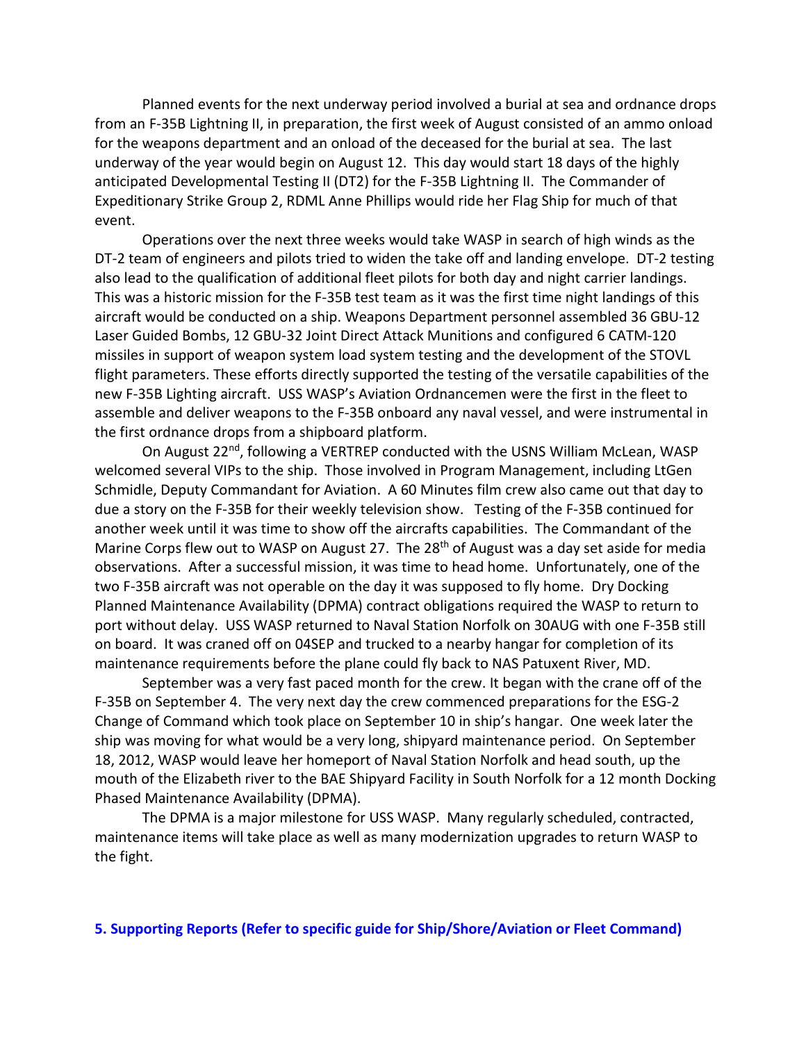Planned events for the next underway period involved a burial at sea and ordnance drops from an F-35B Lightning II, in preparation, the first week of August consisted of an ammo onload for the weapons department and an onload of the deceased for the burial at sea. The last underway of the year would begin on August 12. This day would start 18 days of the highly anticipated Developmental Testing II (DT2) for the F-35B Lightning II. The Commander of Expeditionary Strike Group 2, RDML Anne Phillips would ride her Flag Ship for much of that event.

Operations over the next three weeks would take WASP in search of high winds as the DT-2 team of engineers and pilots tried to widen the take off and landing envelope. DT-2 testing also lead to the qualification of additional fleet pilots for both day and night carrier landings. This was a historic mission for the F-35B test team as it was the first time night landings of this aircraft would be conducted on a ship. Weapons Department personnel assembled 36 GBU-12 Laser Guided Bombs, 12 GBU-32 Joint Direct Attack Munitions and configured 6 CATM-120 missiles in support of weapon system load system testing and the development of the STOVL flight parameters. These efforts directly supported the testing of the versatile capabilities of the new F-35B Lighting aircraft. USS WASP's Aviation Ordnancemen were the first in the fleet to assemble and deliver weapons to the F-35B onboard any naval vessel, and were instrumental in the first ordnance drops from a shipboard platform.

On August 22nd, following a VERTREP conducted with the USNS William McLean, WASP welcomed several VIPs to the ship. Those involved in Program Management, including LtGen Schmidle, Deputy Commandant for Aviation. A 60 Minutes film crew also came out that day to due a story on the F-35B for their weekly television show. Testing of the F-35B continued for another week until it was time to show off the aircrafts capabilities. The Commandant of the Marine Corps flew out to WASP on August 27. The 28th of August was a day set aside for media observations. After a successful mission, it was time to head home. Unfortunately, one of the two F-35B aircraft was not operable on the day it was supposed to fly home. Dry Docking Planned Maintenance Availability (DPMA) contract obligations required the WASP to return to port without delay. USS WASP returned to Naval Station Norfolk on 30AUG with one F-35B still on board. It was craned off on 04SEP and trucked to a nearby hangar for completion of its maintenance requirements before the plane could fly back to NAS Patuxent River, MD.

September was a very fast paced month for the crew. It began with the crane off of the F-35B on September 4. The very next day the crew commenced preparations for the ESG-2 Change of Command which took place on September 10 in ship's hangar. One week later the ship was moving for what would be a very long, shipyard maintenance period. On September 18, 2012, WASP would leave her homeport of Naval Station Norfolk and head south, up the mouth of the Elizabeth river to the BAE Shipyard Facility in South Norfolk for a 12 month Docking Phased Maintenance Availability (DPMA).

The DPMA is a major milestone for USS WASP. Many regularly scheduled, contracted, maintenance items will take place as well as many modernization upgrades to return WASP to the fight.

## 5. Supporting Reports (Refer to specific guide for Ship/Shore/Aviation or Fleet Command)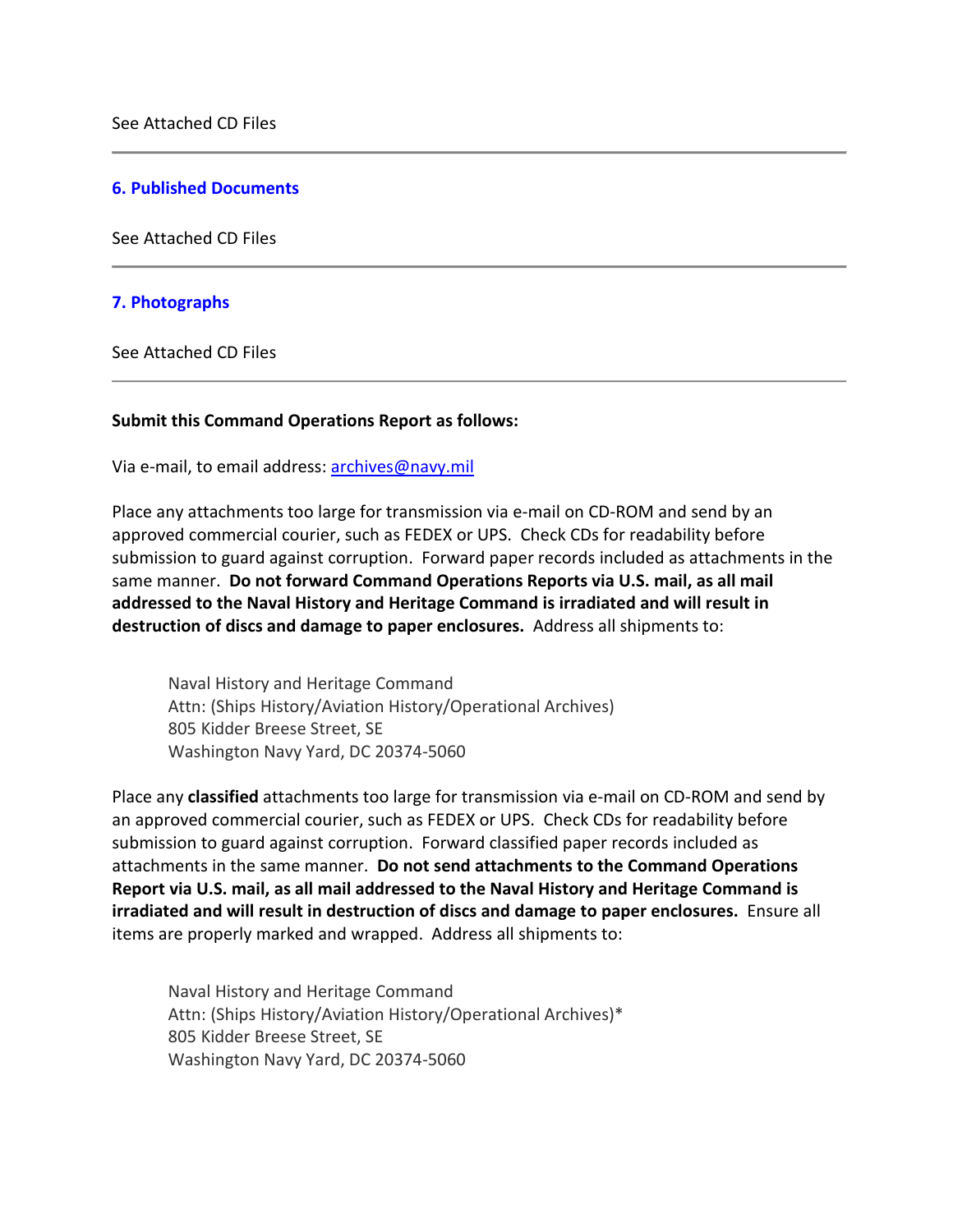See Attached CD Files

---

### 6. Published Documents

See Attached CD Files

---

### 7. Photographs

See Attached CD Files

---

**Submit this Command Operations Report as follows:**

Via e-mail, to email address: archives@navy.mil

Place any attachments too large for transmission via e-mail on CD-ROM and send by an approved commercial courier, such as FEDEX or UPS. Check CDs for readability before submission to guard against corruption. Forward paper records included as attachments in the same manner. **Do not forward Command Operations Reports via U.S. mail, as all mail addressed to the Naval History and Heritage Command is irradiated and will result in destruction of discs and damage to paper enclosures.** Address all shipments to:

> Naval History and Heritage Command
> Attn: (Ships History/Aviation History/Operational Archives)
> 805 Kidder Breese Street, SE
> Washington Navy Yard, DC 20374-5060

Place any **classified** attachments too large for transmission via e-mail on CD-ROM and send by an approved commercial courier, such as FEDEX or UPS. Check CDs for readability before submission to guard against corruption. Forward classified paper records included as attachments in the same manner. **Do not send attachments to the Command Operations Report via U.S. mail, as all mail addressed to the Naval History and Heritage Command is irradiated and will result in destruction of discs and damage to paper enclosures.** Ensure all items are properly marked and wrapped. Address all shipments to:

> Naval History and Heritage Command
> Attn: (Ships History/Aviation History/Operational Archives)*
> 805 Kidder Breese Street, SE
> Washington Navy Yard, DC 20374-5060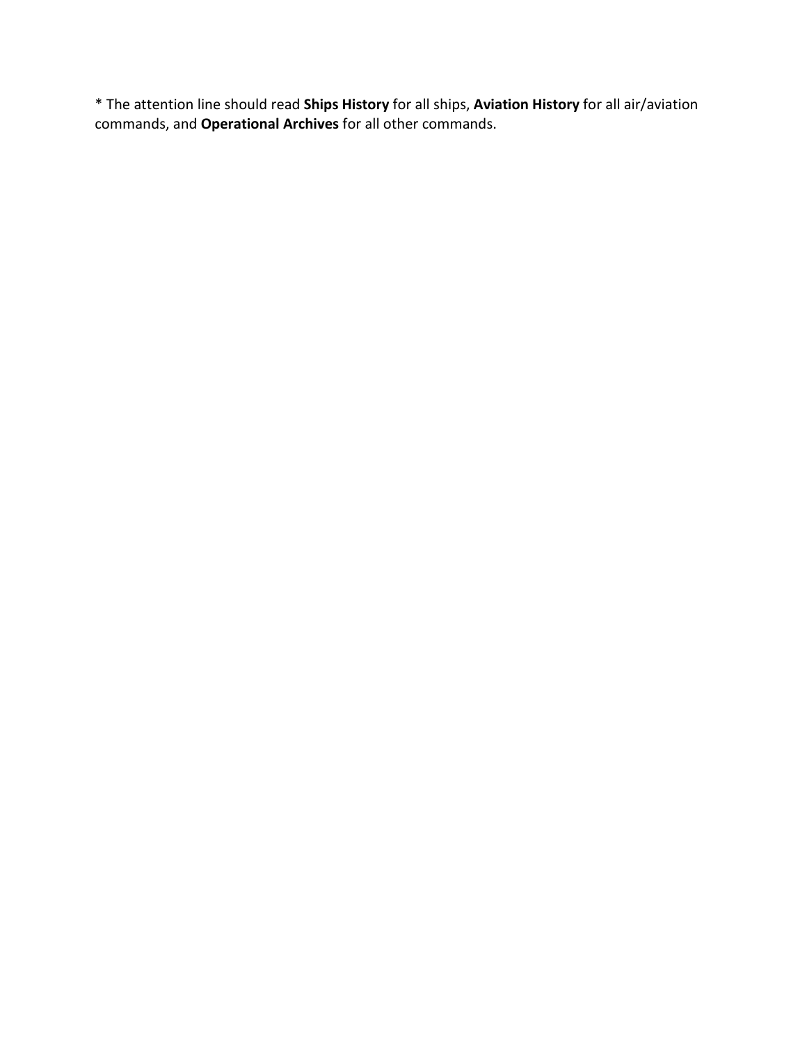* The attention line should read **Ships History** for all ships, **Aviation History** for all air/aviation commands, and **Operational Archives** for all other commands.